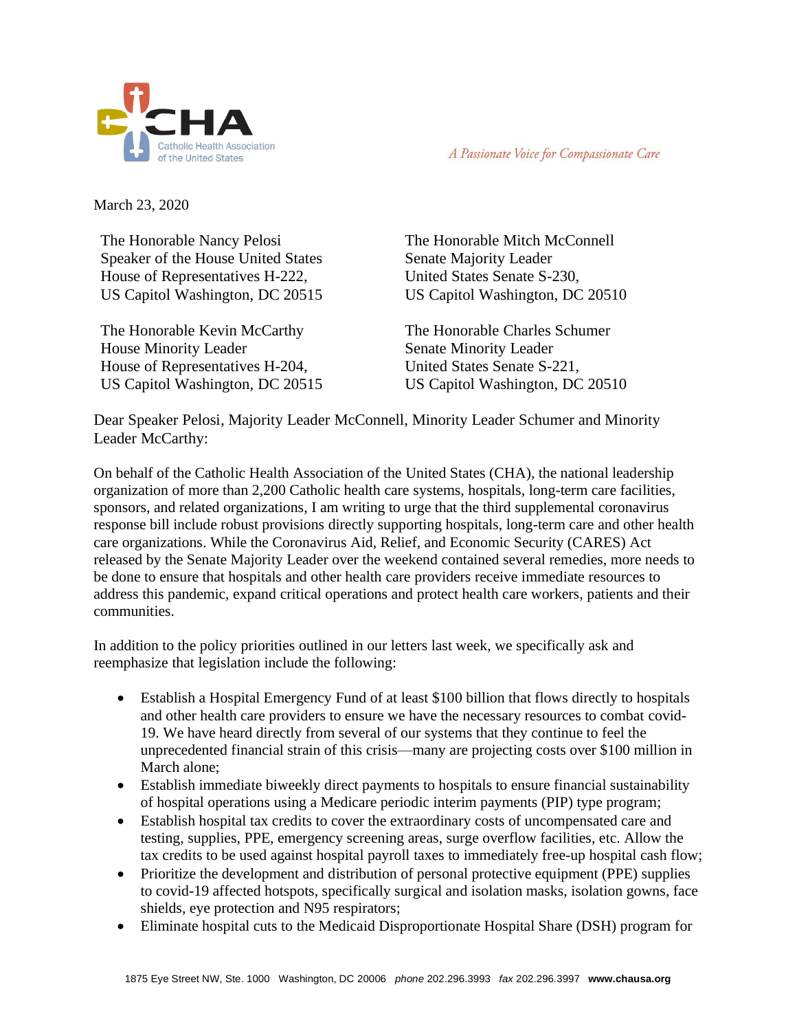CHA Catholic Health Association of the United States

*A Passionate Voice for Compassionate Care*

March 23, 2020

The Honorable Nancy Pelosi
Speaker of the House United States
House of Representatives H-222,
US Capitol Washington, DC 20515

The Honorable Mitch McConnell
Senate Majority Leader
United States Senate S-230,
US Capitol Washington, DC 20510

The Honorable Kevin McCarthy
House Minority Leader
House of Representatives H-204,
US Capitol Washington, DC 20515

The Honorable Charles Schumer
Senate Minority Leader
United States Senate S-221,
US Capitol Washington, DC 20510

Dear Speaker Pelosi, Majority Leader McConnell, Minority Leader Schumer and Minority Leader McCarthy:

On behalf of the Catholic Health Association of the United States (CHA), the national leadership organization of more than 2,200 Catholic health care systems, hospitals, long-term care facilities, sponsors, and related organizations, I am writing to urge that the third supplemental coronavirus response bill include robust provisions directly supporting hospitals, long-term care and other health care organizations. While the Coronavirus Aid, Relief, and Economic Security (CARES) Act released by the Senate Majority Leader over the weekend contained several remedies, more needs to be done to ensure that hospitals and other health care providers receive immediate resources to address this pandemic, expand critical operations and protect health care workers, patients and their communities.

In addition to the policy priorities outlined in our letters last week, we specifically ask and reemphasize that legislation include the following:

- Establish a Hospital Emergency Fund of at least $100 billion that flows directly to hospitals and other health care providers to ensure we have the necessary resources to combat covid-19. We have heard directly from several of our systems that they continue to feel the unprecedented financial strain of this crisis—many are projecting costs over $100 million in March alone;
- Establish immediate biweekly direct payments to hospitals to ensure financial sustainability of hospital operations using a Medicare periodic interim payments (PIP) type program;
- Establish hospital tax credits to cover the extraordinary costs of uncompensated care and testing, supplies, PPE, emergency screening areas, surge overflow facilities, etc. Allow the tax credits to be used against hospital payroll taxes to immediately free-up hospital cash flow;
- Prioritize the development and distribution of personal protective equipment (PPE) supplies to covid-19 affected hotspots, specifically surgical and isolation masks, isolation gowns, face shields, eye protection and N95 respirators;
- Eliminate hospital cuts to the Medicaid Disproportionate Hospital Share (DSH) program for

1875 Eye Street NW, Ste. 1000 Washington, DC 20006 *phone* 202.296.3993 *fax* 202.296.3997 **www.chausa.org**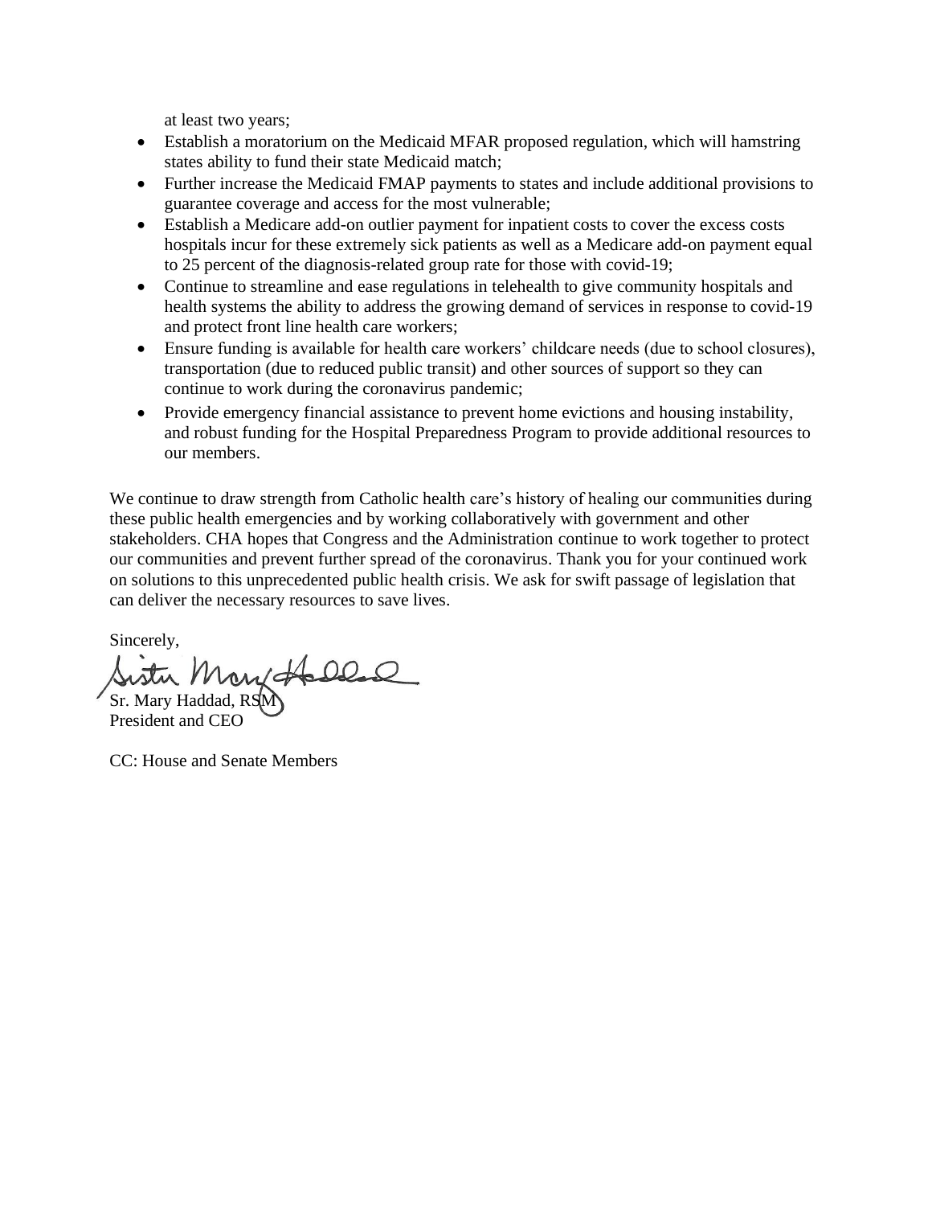at least two years;

- Establish a moratorium on the Medicaid MFAR proposed regulation, which will hamstring states ability to fund their state Medicaid match;
- Further increase the Medicaid FMAP payments to states and include additional provisions to guarantee coverage and access for the most vulnerable;
- Establish a Medicare add-on outlier payment for inpatient costs to cover the excess costs hospitals incur for these extremely sick patients as well as a Medicare add-on payment equal to 25 percent of the diagnosis-related group rate for those with covid-19;
- Continue to streamline and ease regulations in telehealth to give community hospitals and health systems the ability to address the growing demand of services in response to covid-19 and protect front line health care workers;
- Ensure funding is available for health care workers' childcare needs (due to school closures), transportation (due to reduced public transit) and other sources of support so they can continue to work during the coronavirus pandemic;
- Provide emergency financial assistance to prevent home evictions and housing instability, and robust funding for the Hospital Preparedness Program to provide additional resources to our members.

We continue to draw strength from Catholic health care's history of healing our communities during these public health emergencies and by working collaboratively with government and other stakeholders. CHA hopes that Congress and the Administration continue to work together to protect our communities and prevent further spread of the coronavirus. Thank you for your continued work on solutions to this unprecedented public health crisis. We ask for swift passage of legislation that can deliver the necessary resources to save lives.

Sincerely,

Sister Mary Haddad

Sr. Mary Haddad, RSM
President and CEO

CC: House and Senate Members